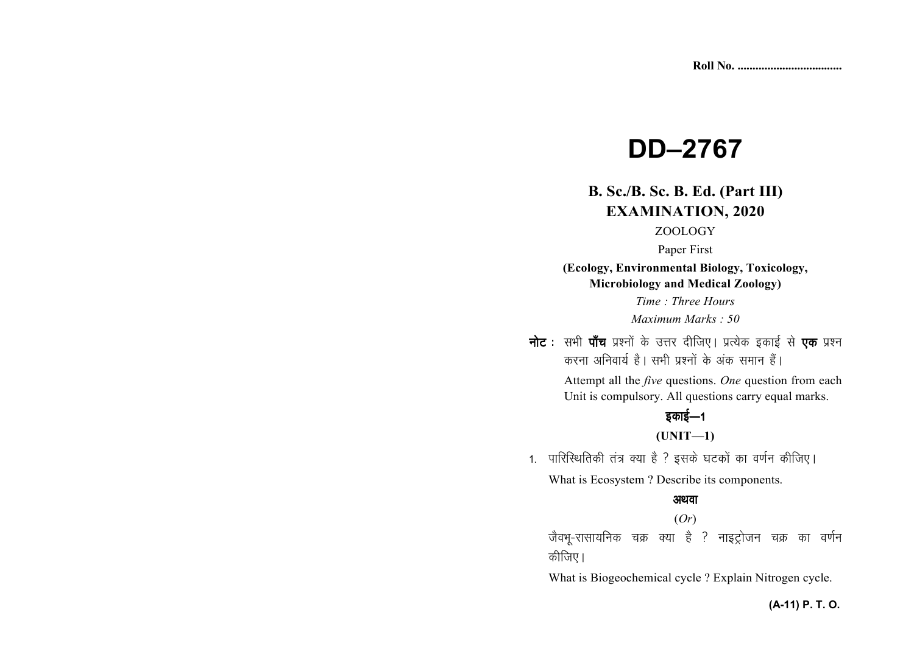Roll No. ..................................

# DD–2767

## B. Sc./B. Sc. B. Ed. (Part III) EXAMINATION, 2020

ZOOLOGY

Paper First

**(Ecology, Environmental Biology, Toxicology, Microbiology and Medical Zoology)**

*Time : Three Hours*

*Maximum Marks : 50*

**नोट :** सभी **पाँच** प्रश्नों के उत्तर दीजिए। प्रत्येक इकाई से **एक** प्रश्न करना अनिवार्य है। सभी प्रश्नों के अंक समान हैं।

Attempt all the *five* questions. *One* question from each Unit is compulsory. All questions carry equal marks.

### इकाई—1

### (UNIT—1)

1. पारिस्थितिकी तंत्र क्या है ? इसके घटकों का वर्णन कीजिए।

   What is Ecosystem ? Describe its components.

   **अथवा**

   (*Or*)

   जैवभू-रासायनिक चक्र क्या है ? नाइट्रोजन चक्र का वर्णन कीजिए।

   What is Biogeochemical cycle ? Explain Nitrogen cycle.

(A-11) P. T. O.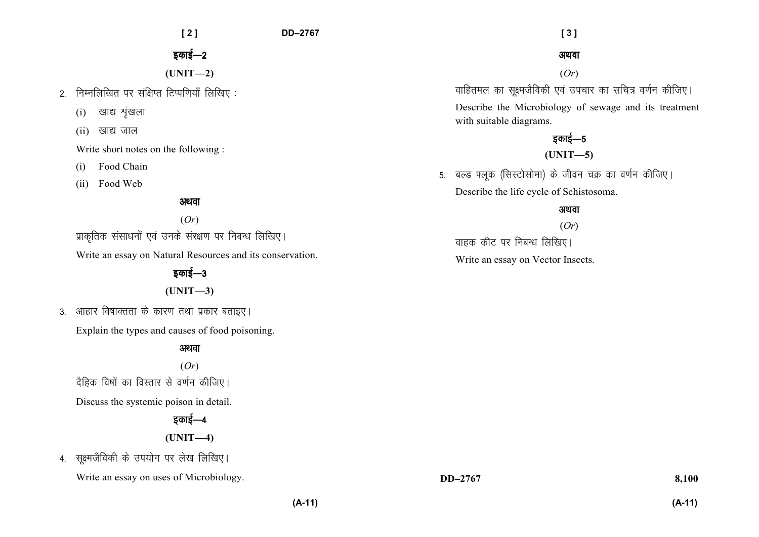## इकाई—2

## (UNIT—2)

2. निम्नलिखित पर संक्षिप्त टिप्पणियाँ लिखिए :
   - (i) खाद्य श्रृंखला
   - (ii) खाद्य जाल

   Write short notes on the following :
   - (i) Food Chain
   - (ii) Food Web

**अथवा**

(*Or*)

प्राकृतिक संसाधनों एवं उनके संरक्षण पर निबन्ध लिखिए।

Write an essay on Natural Resources and its conservation.

## इकाई—3

## (UNIT—3)

3. आहार विषाक्तता के कारण तथा प्रकार बताइए।

   Explain the types and causes of food poisoning.

**अथवा**

(*Or*)

दैहिक विषों का विस्तार से वर्णन कीजिए।

Discuss the systemic poison in detail.

## इकाई—4

## (UNIT—4)

4. सूक्ष्मजैविकी के उपयोग पर लेख लिखिए।

   Write an essay on uses of Microbiology.

**अथवा**

(*Or*)

वाहितमल का सूक्ष्मजैविकी एवं उपचार का सचित्र वर्णन कीजिए।

Describe the Microbiology of sewage and its treatment with suitable diagrams.

## इकाई—5

## (UNIT—5)

5. बल्ड फ्लूक (सिस्टोसोमा) के जीवन चक्र का वर्णन कीजिए।

   Describe the life cycle of Schistosoma.

**अथवा**

(*Or*)

वाहक कीट पर निबन्ध लिखिए।

Write an essay on Vector Insects.